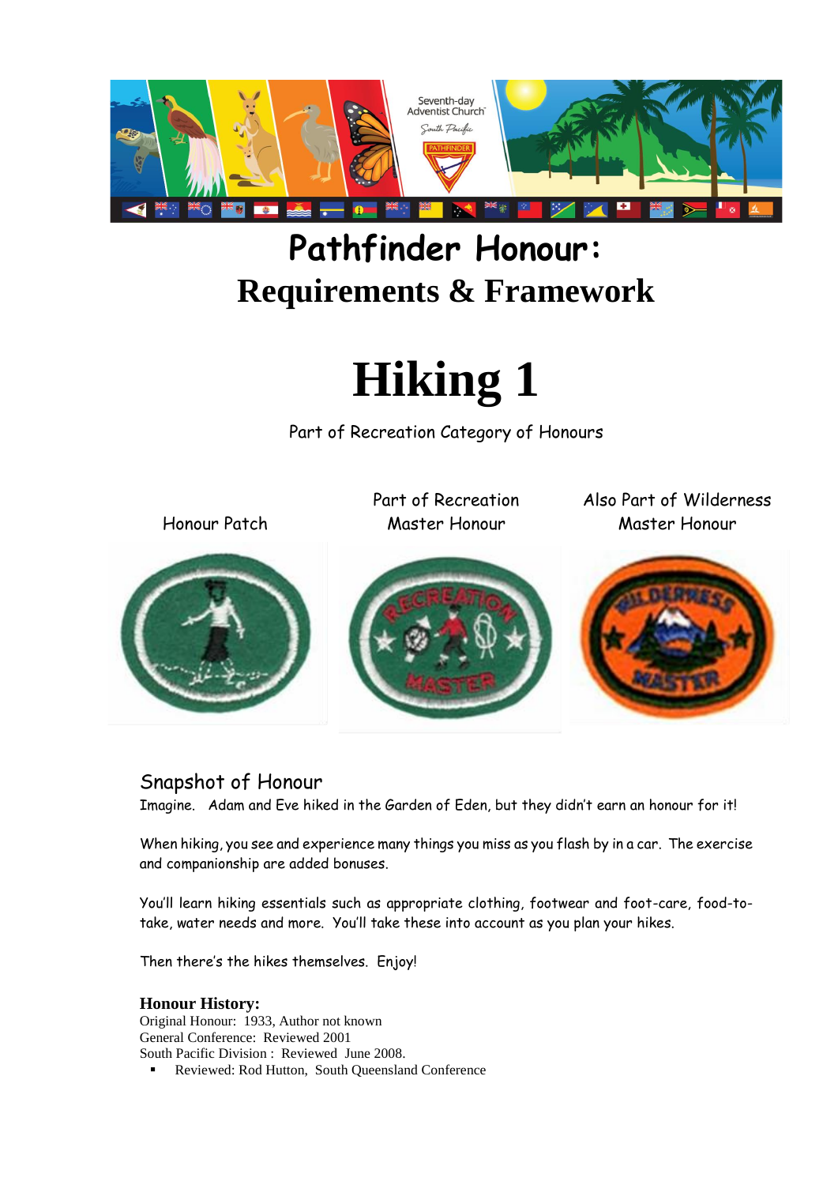# Pathfinder Honour: Requirements & Framework

# Hiking 1

Part of Recreation Category of Honours

| Honour Patch | Part of Recreation Master Honour | Also Part of Wilderness Master Honour |
| --- | --- | --- |

## Snapshot of Honour

Imagine. Adam and Eve hiked in the Garden of Eden, but they didn't earn an honour for it!

When hiking, you see and experience many things you miss as you flash by in a car. The exercise and companionship are added bonuses.

You'll learn hiking essentials such as appropriate clothing, footwear and foot-care, food-to-take, water needs and more. You'll take these into account as you plan your hikes.

Then there's the hikes themselves. Enjoy!

**Honour History:**
Original Honour: 1933, Author not known
General Conference: Reviewed 2001
South Pacific Division : Reviewed June 2008.

- Reviewed: Rod Hutton, South Queensland Conference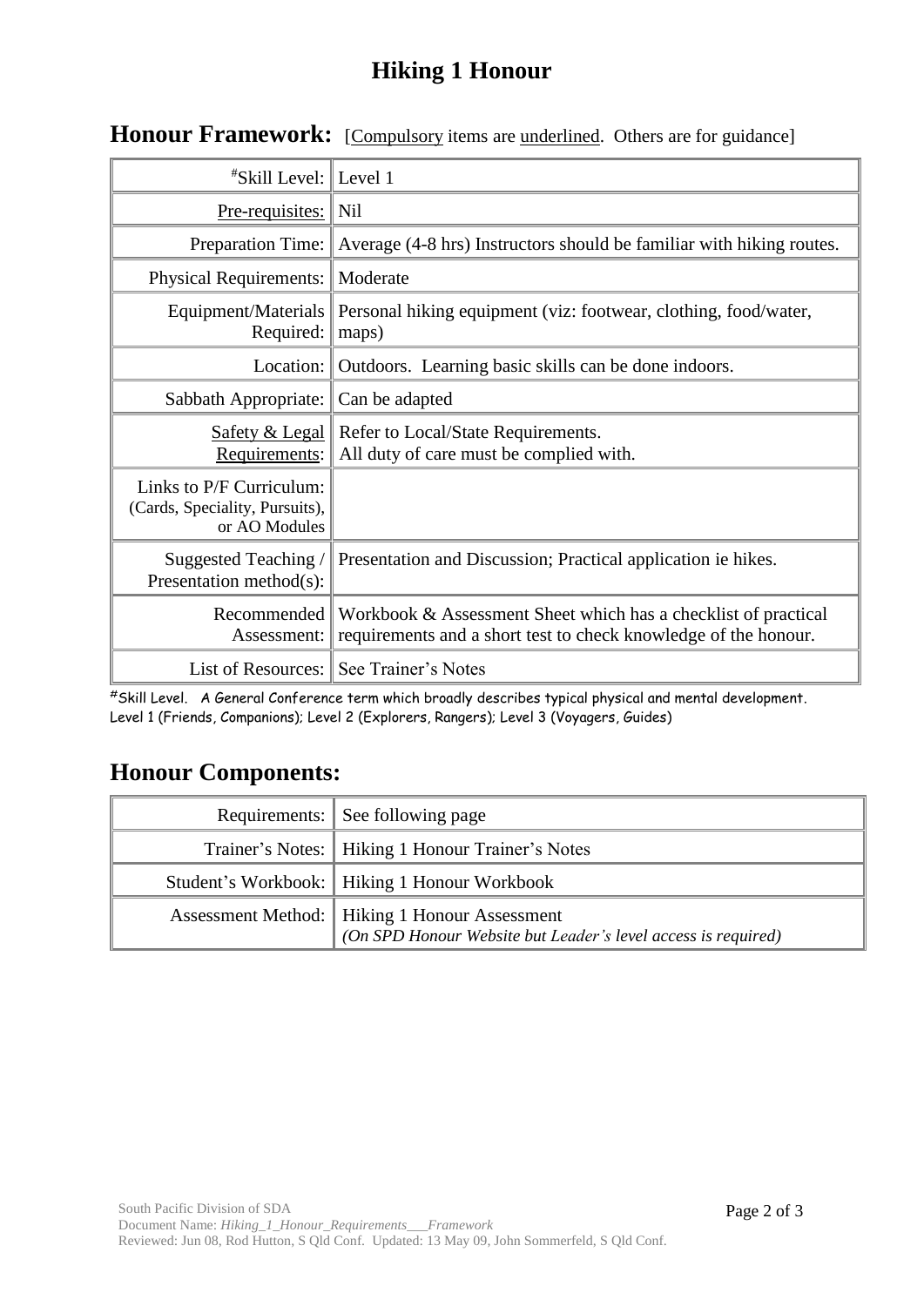# Hiking 1 Honour

## Honour Framework: [Compulsory items are underlined. Others are for guidance]

| | |
|---|---|
| #Skill Level: | Level 1 |
| Pre-requisites: | Nil |
| Preparation Time: | Average (4-8 hrs) Instructors should be familiar with hiking routes. |
| Physical Requirements: | Moderate |
| Equipment/Materials Required: | Personal hiking equipment (viz: footwear, clothing, food/water, maps) |
| Location: | Outdoors. Learning basic skills can be done indoors. |
| Sabbath Appropriate: | Can be adapted |
| Safety & Legal Requirements: | Refer to Local/State Requirements. All duty of care must be complied with. |
| Links to P/F Curriculum: (Cards, Speciality, Pursuits), or AO Modules | |
| Suggested Teaching / Presentation method(s): | Presentation and Discussion; Practical application ie hikes. |
| Recommended Assessment: | Workbook & Assessment Sheet which has a checklist of practical requirements and a short test to check knowledge of the honour. |
| List of Resources: | See Trainer's Notes |

#Skill Level. A General Conference term which broadly describes typical physical and mental development. Level 1 (Friends, Companions); Level 2 (Explorers, Rangers); Level 3 (Voyagers, Guides)

## Honour Components:

| | |
|---|---|
| Requirements: | See following page |
| Trainer's Notes: | Hiking 1 Honour Trainer's Notes |
| Student's Workbook: | Hiking 1 Honour Workbook |
| Assessment Method: | Hiking 1 Honour Assessment *(On SPD Honour Website but Leader's level access is required)* |

South Pacific Division of SDA
Document Name: *Hiking_1_Honour_Requirements___Framework*
Reviewed: Jun 08, Rod Hutton, S Qld Conf. Updated: 13 May 09, John Sommerfeld, S Qld Conf.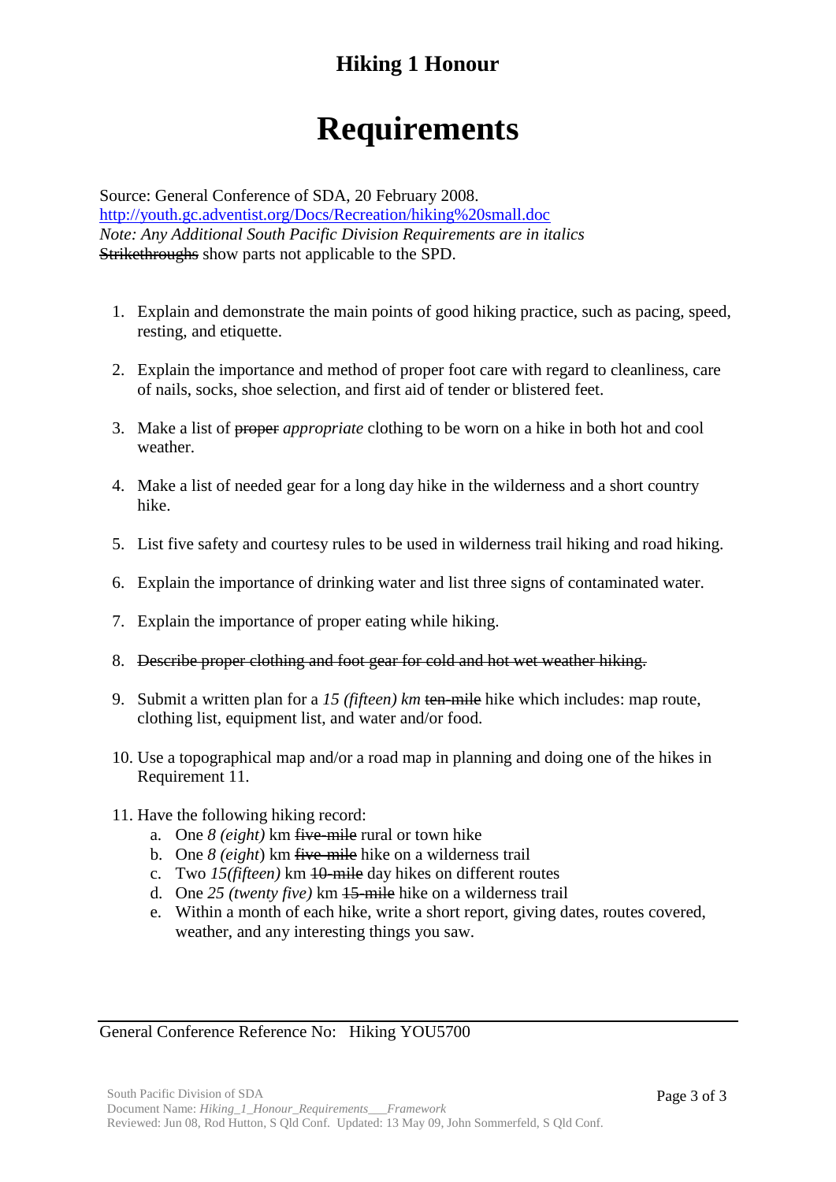## Hiking 1 Honour

# Requirements

Source: General Conference of SDA, 20 February 2008.
http://youth.gc.adventist.org/Docs/Recreation/hiking%20small.doc
*Note: Any Additional South Pacific Division Requirements are in italics*
~~Strikethroughs~~ show parts not applicable to the SPD.

1. Explain and demonstrate the main points of good hiking practice, such as pacing, speed, resting, and etiquette.

2. Explain the importance and method of proper foot care with regard to cleanliness, care of nails, socks, shoe selection, and first aid of tender or blistered feet.

3. Make a list of ~~proper~~ *appropriate* clothing to be worn on a hike in both hot and cool weather.

4. Make a list of needed gear for a long day hike in the wilderness and a short country hike.

5. List five safety and courtesy rules to be used in wilderness trail hiking and road hiking.

6. Explain the importance of drinking water and list three signs of contaminated water.

7. Explain the importance of proper eating while hiking.

8. ~~Describe proper clothing and foot gear for cold and hot wet weather hiking.~~

9. Submit a written plan for a *15 (fifteen) km* ~~ten-mile~~ hike which includes: map route, clothing list, equipment list, and water and/or food.

10. Use a topographical map and/or a road map in planning and doing one of the hikes in Requirement 11.

11. Have the following hiking record:
    a. One *8 (eight)* km ~~five-mile~~ rural or town hike
    b. One *8 (eight*) km ~~five-mile~~ hike on a wilderness trail
    c. Two *15(fifteen)* km ~~10-mile~~ day hikes on different routes
    d. One *25 (twenty five)* km ~~15-mile~~ hike on a wilderness trail
    e. Within a month of each hike, write a short report, giving dates, routes covered, weather, and any interesting things you saw.

General Conference Reference No: Hiking YOU5700